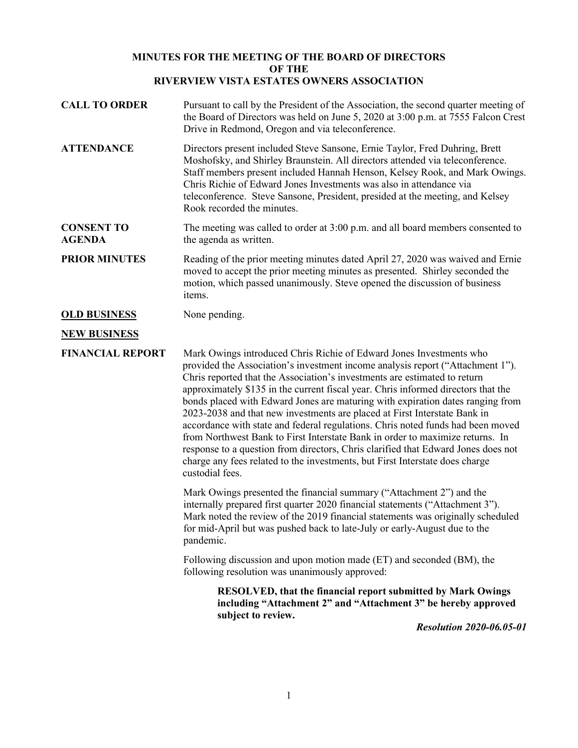# MINUTES FOR THE MEETING OF THE BOARD OF DIRECTORS OF THE RIVERVIEW VISTA ESTATES OWNERS ASSOCIATION

**CALL TO ORDER**

Pursuant to call by the President of the Association, the second quarter meeting of the Board of Directors was held on June 5, 2020 at 3:00 p.m. at 7555 Falcon Crest Drive in Redmond, Oregon and via teleconference.

**ATTENDANCE**

Directors present included Steve Sansone, Ernie Taylor, Fred Duhring, Brett Moshofsky, and Shirley Braunstein. All directors attended via teleconference. Staff members present included Hannah Henson, Kelsey Rook, and Mark Owings. Chris Richie of Edward Jones Investments was also in attendance via teleconference. Steve Sansone, President, presided at the meeting, and Kelsey Rook recorded the minutes.

**CONSENT TO AGENDA**

The meeting was called to order at 3:00 p.m. and all board members consented to the agenda as written.

**PRIOR MINUTES**

Reading of the prior meeting minutes dated April 27, 2020 was waived and Ernie moved to accept the prior meeting minutes as presented. Shirley seconded the motion, which passed unanimously. Steve opened the discussion of business items.

**OLD BUSINESS**

None pending.

**NEW BUSINESS**

**FINANCIAL REPORT**

Mark Owings introduced Chris Richie of Edward Jones Investments who provided the Association's investment income analysis report ("Attachment 1"). Chris reported that the Association's investments are estimated to return approximately $135 in the current fiscal year. Chris informed directors that the bonds placed with Edward Jones are maturing with expiration dates ranging from 2023-2038 and that new investments are placed at First Interstate Bank in accordance with state and federal regulations. Chris noted funds had been moved from Northwest Bank to First Interstate Bank in order to maximize returns. In response to a question from directors, Chris clarified that Edward Jones does not charge any fees related to the investments, but First Interstate does charge custodial fees.

Mark Owings presented the financial summary ("Attachment 2") and the internally prepared first quarter 2020 financial statements ("Attachment 3"). Mark noted the review of the 2019 financial statements was originally scheduled for mid-April but was pushed back to late-July or early-August due to the pandemic.

Following discussion and upon motion made (ET) and seconded (BM), the following resolution was unanimously approved:

> **RESOLVED, that the financial report submitted by Mark Owings including "Attachment 2" and "Attachment 3" be hereby approved subject to review.**
>
> ***Resolution 2020-06.05-01***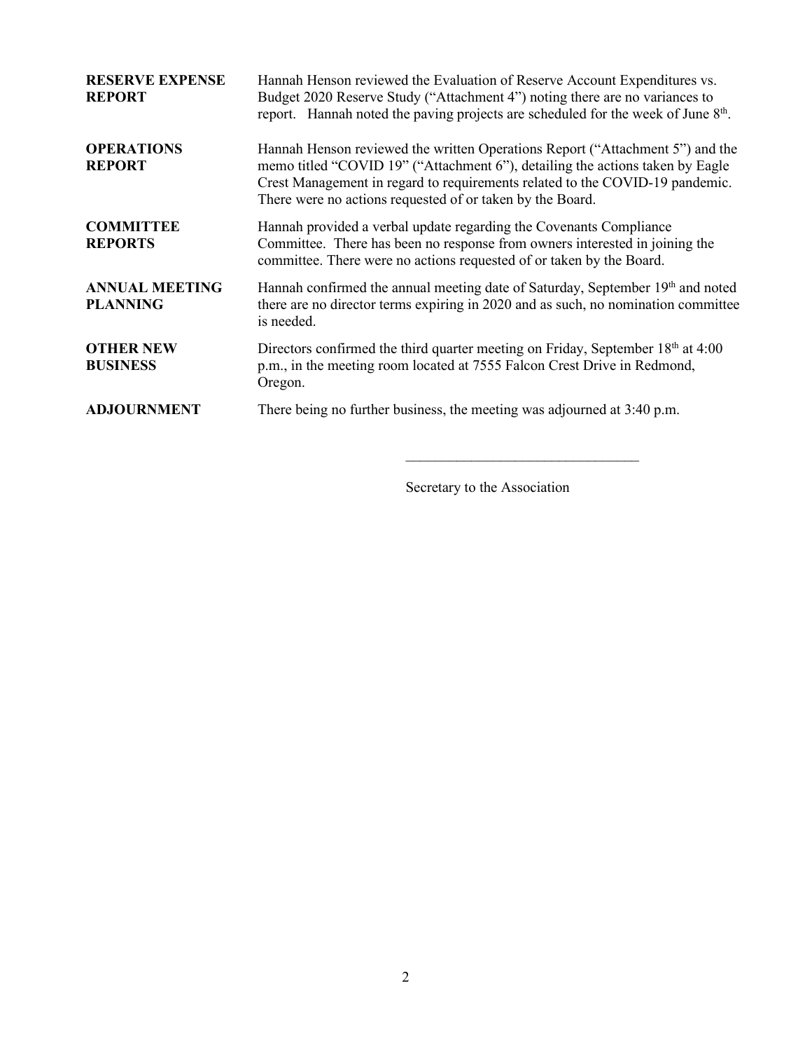**RESERVE EXPENSE REPORT** Hannah Henson reviewed the Evaluation of Reserve Account Expenditures vs. Budget 2020 Reserve Study ("Attachment 4") noting there are no variances to report. Hannah noted the paving projects are scheduled for the week of June 8th.

**OPERATIONS REPORT** Hannah Henson reviewed the written Operations Report ("Attachment 5") and the memo titled "COVID 19" ("Attachment 6"), detailing the actions taken by Eagle Crest Management in regard to requirements related to the COVID-19 pandemic. There were no actions requested of or taken by the Board.

**COMMITTEE REPORTS** Hannah provided a verbal update regarding the Covenants Compliance Committee. There has been no response from owners interested in joining the committee. There were no actions requested of or taken by the Board.

**ANNUAL MEETING PLANNING** Hannah confirmed the annual meeting date of Saturday, September 19th and noted there are no director terms expiring in 2020 and as such, no nomination committee is needed.

**OTHER NEW BUSINESS** Directors confirmed the third quarter meeting on Friday, September 18th at 4:00 p.m., in the meeting room located at 7555 Falcon Crest Drive in Redmond, Oregon.

**ADJOURNMENT** There being no further business, the meeting was adjourned at 3:40 p.m.

\_\_\_\_\_\_\_\_\_\_\_\_\_\_\_\_\_\_\_\_\_\_\_\_\_\_\_\_\_\_\_\_

Secretary to the Association